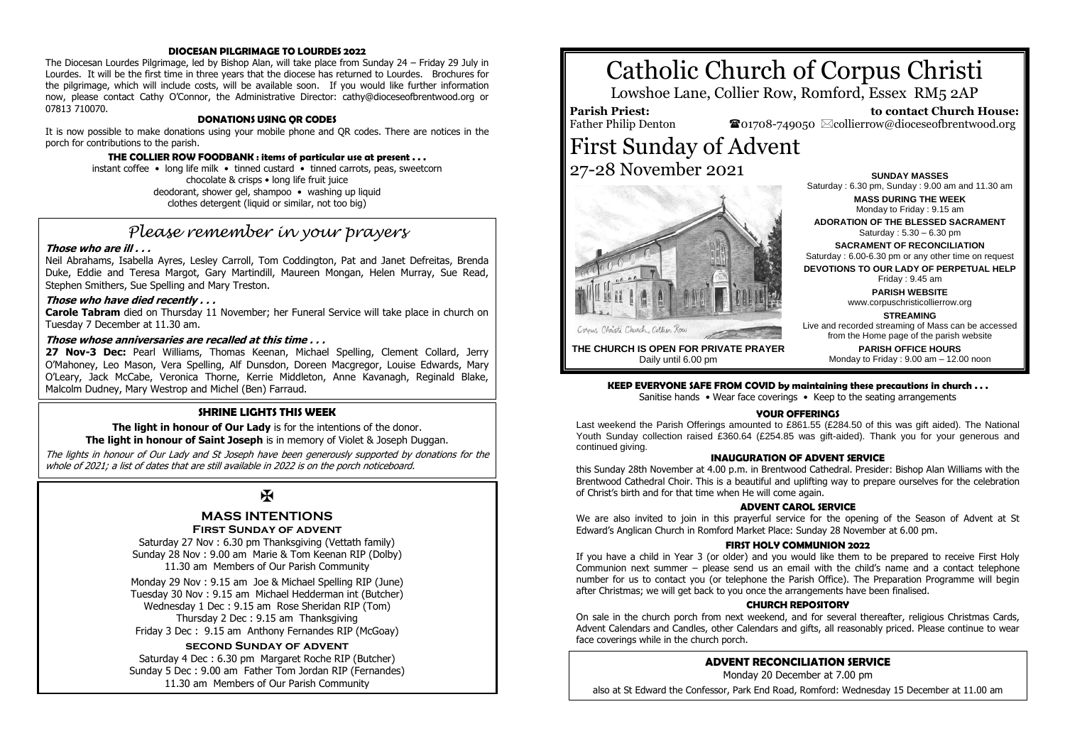# Catholic Church of Corpus Christi

Lowshoe Lane, Collier Row, Romford, Essex RM5 2AP

**Parish Priest:** Father Philip Denton

**to contact Church House:** ☎01708-749050 ✉collierrow@dioceseofbrentwood.org

# First Sunday of Advent

27-28 November 2021

Corpus Christi Church, Collier Row

**THE CHURCH IS OPEN FOR PRIVATE PRAYER**
Daily until 6.00 pm

**SUNDAY MASSES**
Saturday : 6.30 pm, Sunday : 9.00 am and 11.30 am

**MASS DURING THE WEEK**
Monday to Friday : 9.15 am

**ADORATION OF THE BLESSED SACRAMENT**
Saturday : 5.30 – 6.30 pm

**SACRAMENT OF RECONCILIATION**
Saturday : 6.00-6.30 pm or any other time on request

**DEVOTIONS TO OUR LADY OF PERPETUAL HELP**
Friday : 9.45 am

**PARISH WEBSITE**
www.corpuschristicollierrow.org

**STREAMING**
Live and recorded streaming of Mass can be accessed from the Home page of the parish website

**PARISH OFFICE HOURS**
Monday to Friday : 9.00 am – 12.00 noon

**KEEP EVERYONE SAFE FROM COVID by maintaining these precautions in church . . .**
Sanitise hands • Wear face coverings • Keep to the seating arrangements

### YOUR OFFERINGS

Last weekend the Parish Offerings amounted to £861.55 (£284.50 of this was gift aided). The National Youth Sunday collection raised £360.64 (£254.85 was gift-aided). Thank you for your generous and continued giving.

### INAUGURATION OF ADVENT SERVICE

this Sunday 28th November at 4.00 p.m. in Brentwood Cathedral. Presider: Bishop Alan Williams with the Brentwood Cathedral Choir. This is a beautiful and uplifting way to prepare ourselves for the celebration of Christ's birth and for that time when He will come again.

### ADVENT CAROL SERVICE

We are also invited to join in this prayerful service for the opening of the Season of Advent at St Edward's Anglican Church in Romford Market Place: Sunday 28 November at 6.00 pm.

### FIRST HOLY COMMUNION 2022

If you have a child in Year 3 (or older) and you would like them to be prepared to receive First Holy Communion next summer – please send us an email with the child's name and a contact telephone number for us to contact you (or telephone the Parish Office). The Preparation Programme will begin after Christmas; we will get back to you once the arrangements have been finalised.

### CHURCH REPOSITORY

On sale in the church porch from next weekend, and for several thereafter, religious Christmas Cards, Advent Calendars and Candles, other Calendars and gifts, all reasonably priced. Please continue to wear face coverings while in the church porch.

### ADVENT RECONCILIATION SERVICE

Monday 20 December at 7.00 pm

also at St Edward the Confessor, Park End Road, Romford: Wednesday 15 December at 11.00 am

### DIOCESAN PILGRIMAGE TO LOURDES 2022

The Diocesan Lourdes Pilgrimage, led by Bishop Alan, will take place from Sunday 24 – Friday 29 July in Lourdes. It will be the first time in three years that the diocese has returned to Lourdes. Brochures for the pilgrimage, which will include costs, will be available soon. If you would like further information now, please contact Cathy O'Connor, the Administrative Director: cathy@dioceseofbrentwood.org or 07813 710070.

### DONATIONS USING QR CODES

It is now possible to make donations using your mobile phone and QR codes. There are notices in the porch for contributions to the parish.

### THE COLLIER ROW FOODBANK : items of particular use at present . . .

instant coffee • long life milk • tinned custard • tinned carrots, peas, sweetcorn
chocolate & crisps • long life fruit juice
deodorant, shower gel, shampoo • washing up liquid
clothes detergent (liquid or similar, not too big)

## *Please remember in your prayers*

***Those who are ill . . .***

Neil Abrahams, Isabella Ayres, Lesley Carroll, Tom Coddington, Pat and Janet Defreitas, Brenda Duke, Eddie and Teresa Margot, Gary Martindill, Maureen Mongan, Helen Murray, Sue Read, Stephen Smithers, Sue Spelling and Mary Treston.

***Those who have died recently . . .***

**Carole Tabram** died on Thursday 11 November; her Funeral Service will take place in church on Tuesday 7 December at 11.30 am.

***Those whose anniversaries are recalled at this time . . .***

**27 Nov-3 Dec:** Pearl Williams, Thomas Keenan, Michael Spelling, Clement Collard, Jerry O'Mahoney, Leo Mason, Vera Spelling, Alf Dunsdon, Doreen Macgregor, Louise Edwards, Mary O'Leary, Jack McCabe, Veronica Thorne, Kerrie Middleton, Anne Kavanagh, Reginald Blake, Malcolm Dudney, Mary Westrop and Michel (Ben) Farraud.

### SHRINE LIGHTS THIS WEEK

**The light in honour of Our Lady** is for the intentions of the donor.
**The light in honour of Saint Joseph** is in memory of Violet & Joseph Duggan.

*The lights in honour of Our Lady and St Joseph have been generously supported by donations for the whole of 2021; a list of dates that are still available in 2022 is on the porch noticeboard.*

✠

### MASS INTENTIONS

**First Sunday of advent**

Saturday 27 Nov : 6.30 pm Thanksgiving (Vettath family)
Sunday 28 Nov : 9.00 am Marie & Tom Keenan RIP (Dolby)
11.30 am Members of Our Parish Community

Monday 29 Nov : 9.15 am Joe & Michael Spelling RIP (June)
Tuesday 30 Nov : 9.15 am Michael Hedderman int (Butcher)
Wednesday 1 Dec : 9.15 am Rose Sheridan RIP (Tom)
Thursday 2 Dec : 9.15 am Thanksgiving
Friday 3 Dec : 9.15 am Anthony Fernandes RIP (McGoay)

**second Sunday of advent**

Saturday 4 Dec : 6.30 pm Margaret Roche RIP (Butcher)
Sunday 5 Dec : 9.00 am Father Tom Jordan RIP (Fernandes)
11.30 am Members of Our Parish Community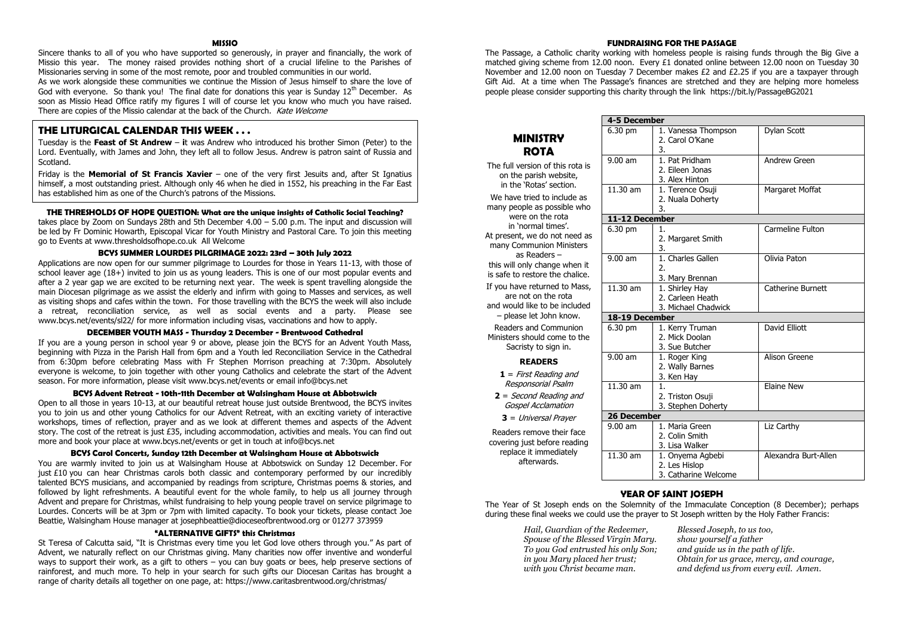## MISSIO

Sincere thanks to all of you who have supported so generously, in prayer and financially, the work of Missio this year. The money raised provides nothing short of a crucial lifeline to the Parishes of Missionaries serving in some of the most remote, poor and troubled communities in our world.

As we work alongside these communities we continue the Mission of Jesus himself to share the love of God with everyone. So thank you! The final date for donations this year is Sunday 12th December. As soon as Missio Head Office ratify my figures I will of course let you know who much you have raised. There are copies of the Missio calendar at the back of the Church. *Kate Welcome*

## THE LITURGICAL CALENDAR THIS WEEK . . .

Tuesday is the **Feast of St Andrew** – it was Andrew who introduced his brother Simon (Peter) to the Lord. Eventually, with James and John, they left all to follow Jesus. Andrew is patron saint of Russia and Scotland.

Friday is the **Memorial of St Francis Xavier** – one of the very first Jesuits and, after St Ignatius himself, a most outstanding priest. Although only 46 when he died in 1552, his preaching in the Far East has established him as one of the Church's patrons of the Missions.

### THE THRESHOLDS OF HOPE QUESTION: What are the unique insights of Catholic Social Teaching?

takes place by Zoom on Sundays 28th and 5th December 4.00 – 5.00 p.m. The input and discussion will be led by Fr Dominic Howarth, Episcopal Vicar for Youth Ministry and Pastoral Care. To join this meeting go to Events at www.thresholdsofhope.co.uk All Welcome

### BCYS SUMMER LOURDES PILGRIMAGE 2022: 23rd – 30th July 2022

Applications are now open for our summer pilgrimage to Lourdes for those in Years 11-13, with those of school leaver age (18+) invited to join us as young leaders. This is one of our most popular events and after a 2 year gap we are excited to be returning next year. The week is spent travelling alongside the main Diocesan pilgrimage as we assist the elderly and infirm with going to Masses and services, as well as visiting shops and cafes within the town. For those travelling with the BCYS the week will also include a retreat, reconciliation service, as well as social events and a party. Please see www.bcys.net/events/sl22/ for more information including visas, vaccinations and how to apply.

### DECEMBER YOUTH MASS - Thursday 2 December - Brentwood Cathedral

If you are a young person in school year 9 or above, please join the BCYS for an Advent Youth Mass, beginning with Pizza in the Parish Hall from 6pm and a Youth led Reconciliation Service in the Cathedral from 6:30pm before celebrating Mass with Fr Stephen Morrison preaching at 7:30pm. Absolutely everyone is welcome, to join together with other young Catholics and celebrate the start of the Advent season. For more information, please visit www.bcys.net/events or email info@bcys.net

### BCYS Advent Retreat - 10th-11th December at Walsingham House at Abbotswick

Open to all those in years 10-13, at our beautiful retreat house just outside Brentwood, the BCYS invites you to join us and other young Catholics for our Advent Retreat, with an exciting variety of interactive workshops, times of reflection, prayer and as we look at different themes and aspects of the Advent story. The cost of the retreat is just £35, including accommodation, activities and meals. You can find out more and book your place at www.bcys.net/events or get in touch at info@bcys.net

### BCYS Carol Concerts, Sunday 12th December at Walsingham House at Abbotswick

You are warmly invited to join us at Walsingham House at Abbotswick on Sunday 12 December. For just £10 you can hear Christmas carols both classic and contemporary performed by our incredibly talented BCYS musicians, and accompanied by readings from scripture, Christmas poems & stories, and followed by light refreshments. A beautiful event for the whole family, to help us all journey through Advent and prepare for Christmas, whilst fundraising to help young people travel on service pilgrimage to Lourdes. Concerts will be at 3pm or 7pm with limited capacity. To book your tickets, please contact Joe Beattie, Walsingham House manager at josephbeattie@dioceseofbrentwood.org or 01277 373959

### "ALTERNATIVE GIFTS" this Christmas

St Teresa of Calcutta said, "It is Christmas every time you let God love others through you." As part of Advent, we naturally reflect on our Christmas giving. Many charities now offer inventive and wonderful ways to support their work, as a gift to others – you can buy goats or bees, help preserve sections of rainforest, and much more. To help in your search for such gifts our Diocesan Caritas has brought a range of charity details all together on one page, at: https://www.caritasbrentwood.org/christmas/

### FUNDRAISING FOR THE PASSAGE

The Passage, a Catholic charity working with homeless people is raising funds through the Big Give a matched giving scheme from 12.00 noon. Every £1 donated online between 12.00 noon on Tuesday 30 November and 12.00 noon on Tuesday 7 December makes £2 and £2.25 if you are a taxpayer through Gift Aid. At a time when The Passage's finances are stretched and they are helping more homeless people please consider supporting this charity through the link https://bit.ly/PassageBG2021

## MINISTRY ROTA

The full version of this rota is on the parish website, in the 'Rotas' section.

We have tried to include as many people as possible who were on the rota in 'normal times'.

At present, we do not need as many Communion Ministers as Readers – this will only change when it is safe to restore the chalice.

If you have returned to Mass, are not on the rota and would like to be included – please let John know.

Readers and Communion Ministers should come to the Sacristy to sign in.

### READERS

**1** = *First Reading and Responsorial Psalm*

**2** = *Second Reading and Gospel Acclamation*

**3** = *Universal Prayer*

Readers remove their face covering just before reading replace it immediately afterwards.

| | | |
|---|---|---|
| **4-5 December** | | |
| 6.30 pm | 1. Vanessa Thompson<br>2. Carol O'Kane<br>3. | Dylan Scott |
| 9.00 am | 1. Pat Pridham<br>2. Eileen Jonas<br>3. Alex Hinton | Andrew Green |
| 11.30 am | 1. Terence Osuji<br>2. Nuala Doherty<br>3. | Margaret Moffat |
| **11-12 December** | | |
| 6.30 pm | 1.<br>2. Margaret Smith<br>3. | Carmeline Fulton |
| 9.00 am | 1. Charles Gallen<br>2.<br>3. Mary Brennan | Olivia Paton |
| 11.30 am | 1. Shirley Hay<br>2. Carleen Heath<br>3. Michael Chadwick | Catherine Burnett |
| **18-19 December** | | |
| 6.30 pm | 1. Kerry Truman<br>2. Mick Doolan<br>3. Sue Butcher | David Elliott |
| 9.00 am | 1. Roger King<br>2. Wally Barnes<br>3. Ken Hay | Alison Greene |
| 11.30 am | 1.<br>2. Triston Osuji<br>3. Stephen Doherty | Elaine New |
| **26 December** | | |
| 9.00 am | 1. Maria Green<br>2. Colin Smith<br>3. Lisa Walker | Liz Carthy |
| 11.30 am | 1. Onyema Agbebi<br>2. Les Hislop<br>3. Catharine Welcome | Alexandra Burt-Allen |

### YEAR OF SAINT JOSEPH

The Year of St Joseph ends on the Solemnity of the Immaculate Conception (8 December); perhaps during these final weeks we could use the prayer to St Joseph written by the Holy Father Francis:

*Hail, Guardian of the Redeemer,*
*Spouse of the Blessed Virgin Mary.*
*To you God entrusted his only Son;*
*in you Mary placed her trust;*
*with you Christ became man.*

*Blessed Joseph, to us too,*
*show yourself a father*
*and guide us in the path of life.*
*Obtain for us grace, mercy, and courage,*
*and defend us from every evil. Amen.*